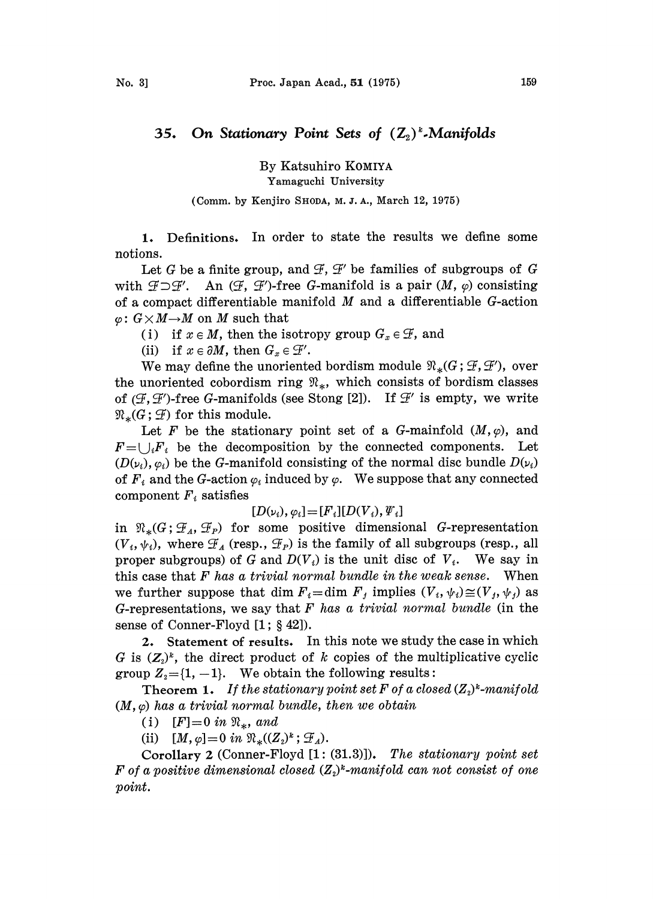# 35. *On Stationary Point Sets of $(Z_2)^k$-Manifolds*

By Katsuhiro KOMIYA

Yamaguchi University

(Comm. by Kenjiro SHODA, M. J. A., March 12, 1975)

**1. Definitions.** In order to state the results we define some notions.

Let $G$ be a finite group, and $\mathcal{F}$, $\mathcal{F}'$ be families of subgroups of $G$ with $\mathcal{F} \supset \mathcal{F}'$. An $(\mathcal{F}, \mathcal{F}')$-free $G$-manifold is a pair $(M, \varphi)$ consisting of a compact differentiable manifold $M$ and a differentiable $G$-action $\varphi: G \times M \to M$ on $M$ such that

(i) if $x \in M$, then the isotropy group $G_x \in \mathcal{F}$, and

(ii) if $x \in \partial M$, then $G_x \in \mathcal{F}'$.

We may define the unoriented bordism module $\mathfrak{N}_*(G; \mathcal{F}, \mathcal{F}')$, over the unoriented cobordism ring $\mathfrak{N}_*$, which consists of bordism classes of $(\mathcal{F}, \mathcal{F}')$-free $G$-manifolds (see Stong [2]). If $\mathcal{F}'$ is empty, we write $\mathfrak{N}_*(G; \mathcal{F})$ for this module.

Let $F$ be the stationary point set of a $G$-mainfold $(M, \varphi)$, and $F = \bigcup_i F_i$ be the decomposition by the connected components. Let $(D(\nu_i), \varphi_i)$ be the $G$-manifold consisting of the normal disc bundle $D(\nu_i)$ of $F_i$ and the $G$-action $\varphi_i$ induced by $\varphi$. We suppose that any connected component $F_i$ satisfies

$$[D(\nu_i), \varphi_i] = [F_i][D(V_i), \Psi_i]$$

in $\mathfrak{N}_*(G; \mathcal{F}_A, \mathcal{F}_P)$ for some positive dimensional $G$-representation $(V_i, \psi_i)$, where $\mathcal{F}_A$ (resp., $\mathcal{F}_P$) is the family of all subgroups (resp., all proper subgroups) of $G$ and $D(V_i)$ is the unit disc of $V_i$. We say in this case that *$F$ has a trivial normal bundle in the weak sense*. When we further suppose that $\dim F_i = \dim F_j$ implies $(V_i, \psi_i) \cong (V_j, \psi_j)$ as $G$-representations, we say that *$F$ has a trivial normal bundle* (in the sense of Conner-Floyd [1; § 42]).

**2. Statement of results.** In this note we study the case in which $G$ is $(Z_2)^k$, the direct product of $k$ copies of the multiplicative cyclic group $Z_2 = \{1, -1\}$. We obtain the following results:

**Theorem 1.** *If the stationary point set $F$ of a closed $(Z_2)^k$-manifold $(M, \varphi)$ has a trivial normal bundle, then we obtain*

(i) *$[F] = 0$ in $\mathfrak{N}_*$, and*

(ii) *$[M, \varphi] = 0$ in $\mathfrak{N}_*((Z_2)^k; \mathcal{F}_A)$.*

**Corollary 2** (Conner-Floyd [1: (31.3)]). *The stationary point set $F$ of a positive dimensional closed $(Z_2)^k$-manifold can not consist of one point.*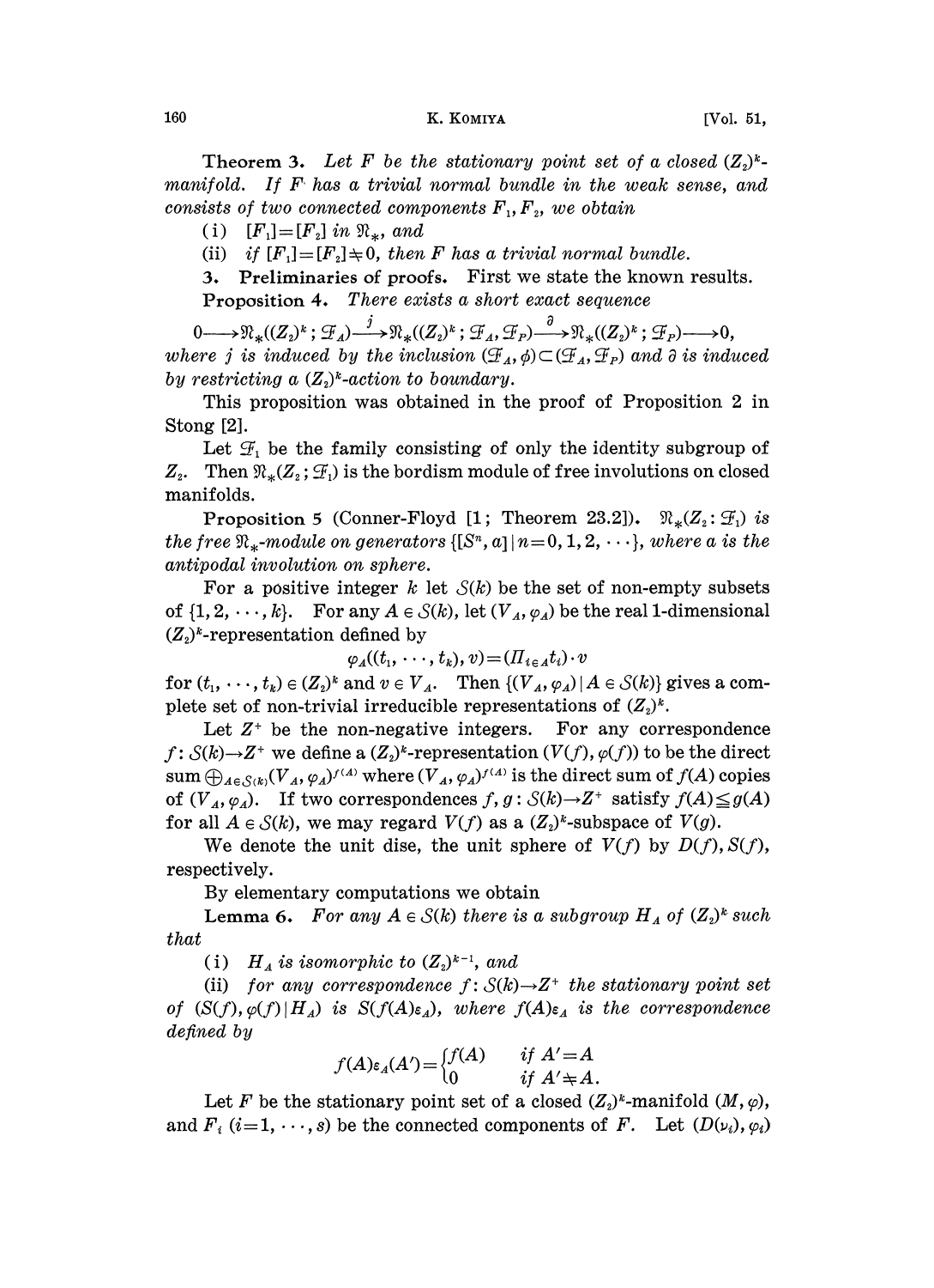**Theorem 3.** *Let $F$ be the stationary point set of a closed $(Z_2)^k$-manifold. If $F$ has a trivial normal bundle in the weak sense, and consists of two connected components $F_1, F_2$, we obtain*

(i) *$[F_1]=[F_2]$ in $\mathfrak{N}_*$, and*

(ii) *if $[F_1]=[F_2]\neq 0$, then $F$ has a trivial normal bundle.*

## 3. Preliminaries of proofs.

First we state the known results.

**Proposition 4.** *There exists a short exact sequence*

$$0 \longrightarrow \mathfrak{N}_*((Z_2)^k ; \mathcal{F}_A) \xrightarrow{j} \mathfrak{N}_*((Z_2)^k ; \mathcal{F}_A, \mathcal{F}_P) \xrightarrow{\partial} \mathfrak{N}_*((Z_2)^k ; \mathcal{F}_P) \longrightarrow 0,$$

*where $j$ is induced by the inclusion $(\mathcal{F}_A, \phi) \subset (\mathcal{F}_A, \mathcal{F}_P)$ and $\partial$ is induced by restricting a $(Z_2)^k$-action to boundary.*

This proposition was obtained in the proof of Proposition 2 in Stong [2].

Let $\mathcal{F}_1$ be the family consisting of only the identity subgroup of $Z_2$. Then $\mathfrak{N}_*(Z_2 ; \mathcal{F}_1)$ is the bordism module of free involutions on closed manifolds.

**Proposition 5** (Conner-Floyd [1; Theorem 23.2]). *$\mathfrak{N}_*(Z_2 : \mathcal{F}_1)$ is the free $\mathfrak{N}_*$-module on generators $\{[S^n, a] \mid n=0, 1, 2, \cdots\}$, where $a$ is the antipodal involution on sphere.*

For a positive integer $k$ let $\mathcal{S}(k)$ be the set of non-empty subsets of $\{1, 2, \cdots, k\}$. For any $A \in \mathcal{S}(k)$, let $(V_A, \varphi_A)$ be the real 1-dimensional $(Z_2)^k$-representation defined by

$$\varphi_A((t_1, \cdots, t_k), v)=(\Pi_{i\in A} t_i)\cdot v$$

for $(t_1, \cdots, t_k) \in (Z_2)^k$ and $v \in V_A$. Then $\{(V_A, \varphi_A) \mid A \in \mathcal{S}(k)\}$ gives a complete set of non-trivial irreducible representations of $(Z_2)^k$.

Let $Z^+$ be the non-negative integers. For any correspondence $f: \mathcal{S}(k) \rightarrow Z^+$ we define a $(Z_2)^k$-representation $(V(f), \varphi(f))$ to be the direct sum $\bigoplus_{A\in\mathcal{S}(k)}(V_A, \varphi_A)^{f(A)}$ where $(V_A, \varphi_A)^{f(A)}$ is the direct sum of $f(A)$ copies of $(V_A, \varphi_A)$. If two correspondences $f, g : \mathcal{S}(k) \rightarrow Z^+$ satisfy $f(A) \leqq g(A)$ for all $A \in \mathcal{S}(k)$, we may regard $V(f)$ as a $(Z_2)^k$-subspace of $V(g)$.

We denote the unit dise, the unit sphere of $V(f)$ by $D(f), S(f)$, respectively.

By elementary computations we obtain

**Lemma 6.** *For any $A \in \mathcal{S}(k)$ there is a subgroup $H_A$ of $(Z_2)^k$ such that*

(i) *$H_A$ is isomorphic to $(Z_2)^{k-1}$, and*

(ii) *for any correspondence $f: \mathcal{S}(k) \rightarrow Z^+$ the stationary point set of $(S(f), \varphi(f) \mid H_A)$ is $S(f(A)\varepsilon_A)$, where $f(A)\varepsilon_A$ is the correspondence defined by*

$$f(A)\varepsilon_A(A')=\begin{cases} f(A) & \text{if } A'=A \\ 0 & \text{if } A'\neq A. \end{cases}$$

Let $F$ be the stationary point set of a closed $(Z_2)^k$-manifold $(M, \varphi)$, and $F_i$ $(i=1, \cdots, s)$ be the connected components of $F$. Let $(D(\nu_i), \varphi_i)$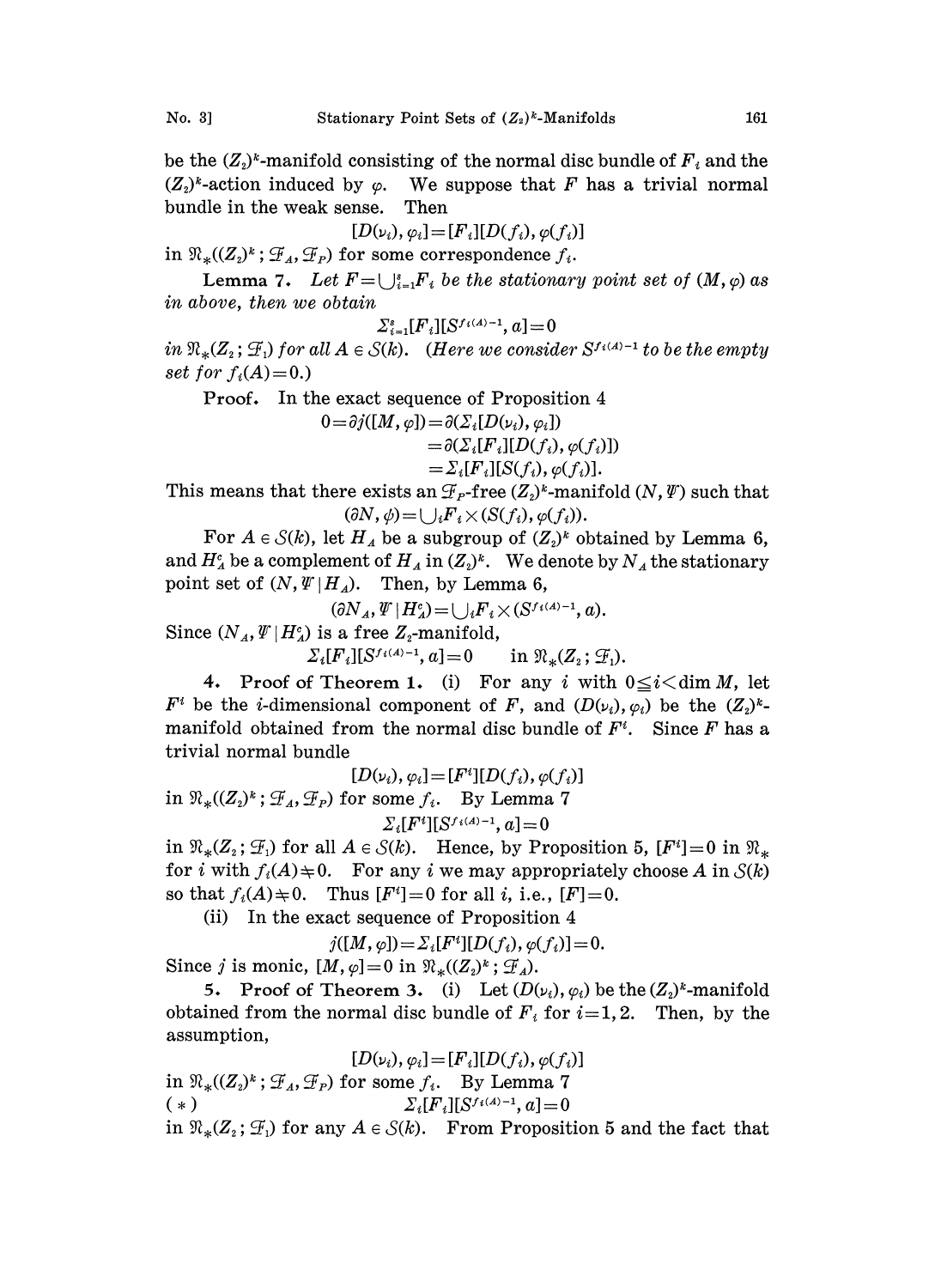be the $(Z_2)^k$-manifold consisting of the normal disc bundle of $F_i$ and the $(Z_2)^k$-action induced by $\varphi$. We suppose that $F$ has a trivial normal bundle in the weak sense. Then

$$[D(\nu_i), \varphi_i] = [F_i][D(f_i), \varphi(f_i)]$$

in $\mathfrak{N}_*((Z_2)^k; \mathcal{F}_A, \mathcal{F}_P)$ for some correspondence $f_i$.

**Lemma 7.** *Let $F = \bigcup_{i=1}^s F_i$ be the stationary point set of $(M, \varphi)$ as in above, then we obtain*

$$\Sigma_{i=1}^s [F_i][S^{f_i(A)-1}, a] = 0$$

*in $\mathfrak{N}_*(Z_2; \mathcal{F}_1)$ for all $A \in \mathcal{S}(k)$. (Here we consider $S^{f_i(A)-1}$ to be the empty set for $f_i(A)=0$.)*

**Proof.** In the exact sequence of Proposition 4

$$\begin{aligned}0 = \partial j([M, \varphi]) &= \partial(\Sigma_i [D(\nu_i), \varphi_i]) \\ &= \partial(\Sigma_i [F_i][D(f_i), \varphi(f_i)]) \\ &= \Sigma_i [F_i][S(f_i), \varphi(f_i)].\end{aligned}$$

This means that there exists an $\mathcal{F}_P$-free $(Z_2)^k$-manifold $(N, \Psi)$ such that

$$(\partial N, \psi) = \bigcup_i F_i \times (S(f_i), \varphi(f_i)).$$

For $A \in \mathcal{S}(k)$, let $H_A$ be a subgroup of $(Z_2)^k$ obtained by Lemma 6, and $H_A^c$ be a complement of $H_A$ in $(Z_2)^k$. We denote by $N_A$ the stationary point set of $(N, \Psi | H_A)$. Then, by Lemma 6,

$$(\partial N_A, \Psi | H_A^c) = \bigcup_i F_i \times (S^{f_i(A)-1}, a).$$

Since $(N_A, \Psi | H_A^c)$ is a free $Z_2$-manifold,

$$\Sigma_i [F_i][S^{f_i(A)-1}, a] = 0 \qquad \text{in } \mathfrak{N}_*(Z_2; \mathcal{F}_1).$$

**4. Proof of Theorem 1.** (i) For any $i$ with $0 \leqq i < \dim M$, let $F^i$ be the $i$-dimensional component of $F$, and $(D(\nu_i), \varphi_i)$ be the $(Z_2)^k$-manifold obtained from the normal disc bundle of $F^i$. Since $F$ has a trivial normal bundle

$$[D(\nu_i), \varphi_i] = [F^i][D(f_i), \varphi(f_i)]$$

in $\mathfrak{N}_*((Z_2)^k; \mathcal{F}_A, \mathcal{F}_P)$ for some $f_i$. By Lemma 7

$$\Sigma_i [F^i][S^{f_i(A)-1}, a] = 0$$

in $\mathfrak{N}_*(Z_2; \mathcal{F}_1)$ for all $A \in \mathcal{S}(k)$. Hence, by Proposition 5, $[F^i]=0$ in $\mathfrak{N}_*$ for $i$ with $f_i(A) \neq 0$. For any $i$ we may appropriately choose $A$ in $\mathcal{S}(k)$ so that $f_i(A) \neq 0$. Thus $[F^i]=0$ for all $i$, i.e., $[F]=0$.

(ii) In the exact sequence of Proposition 4

$$j([M, \varphi]) = \Sigma_i [F^i][D(f_i), \varphi(f_i)] = 0.$$

Since $j$ is monic, $[M, \varphi] = 0$ in $\mathfrak{N}_*((Z_2)^k; \mathcal{F}_A)$.

**5. Proof of Theorem 3.** (i) Let $(D(\nu_i), \varphi_i)$ be the $(Z_2)^k$-manifold obtained from the normal disc bundle of $F_i$ for $i=1, 2$. Then, by the assumption,

$$[D(\nu_i), \varphi_i] = [F_i][D(f_i), \varphi(f_i)]$$

in $\mathfrak{N}_*((Z_2)^k; \mathcal{F}_A, \mathcal{F}_P)$ for some $f_i$. By Lemma 7

$$(*) \qquad \Sigma_i [F_i][S^{f_i(A)-1}, a] = 0$$

in $\mathfrak{N}_*(Z_2; \mathcal{F}_1)$ for any $A \in \mathcal{S}(k)$. From Proposition 5 and the fact that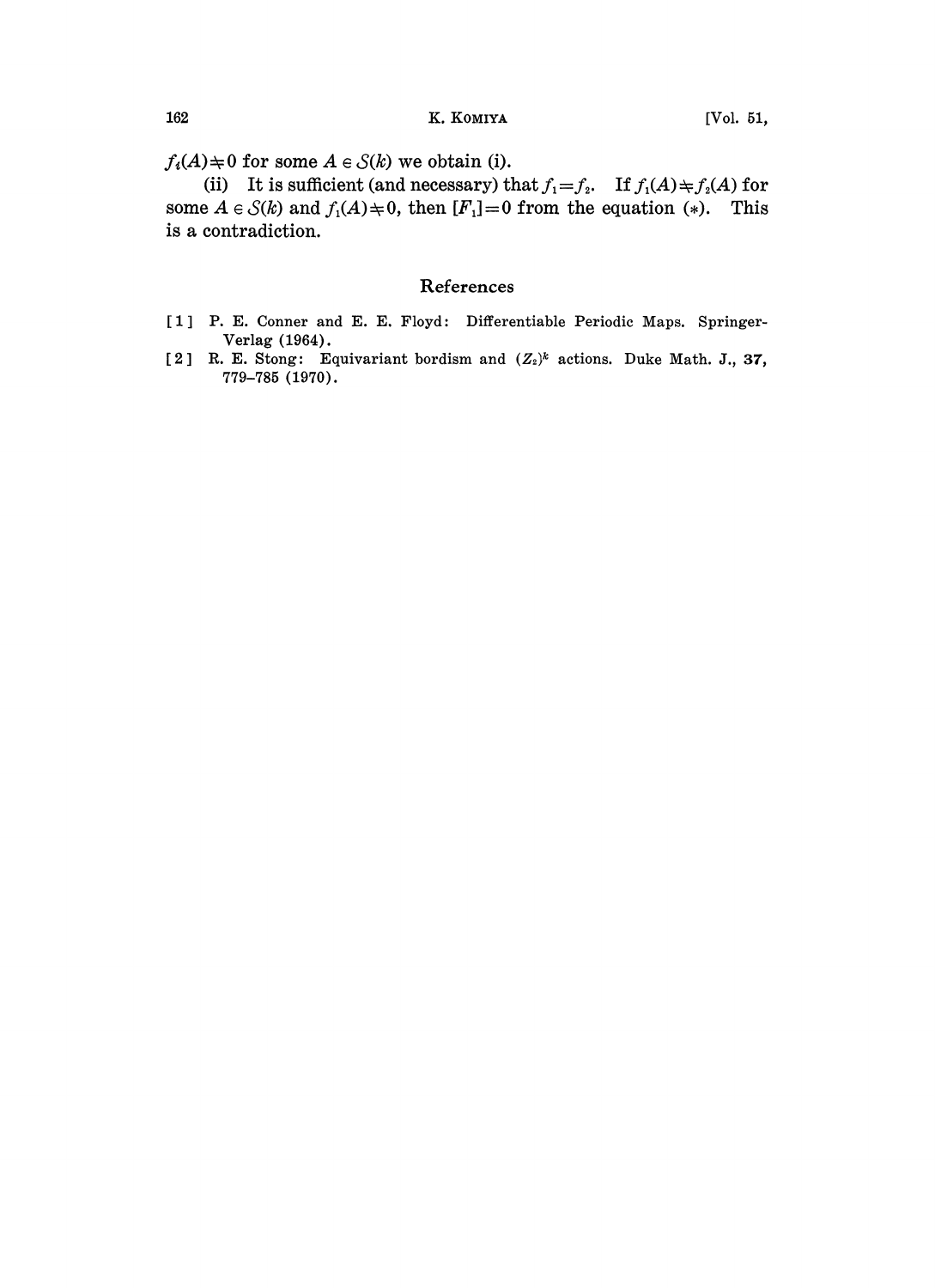$f_i(A) \neq 0$ for some $A \in \mathcal{S}(k)$ we obtain (i).

(ii) It is sufficient (and necessary) that $f_1 = f_2$. If $f_1(A) \neq f_2(A)$ for some $A \in \mathcal{S}(k)$ and $f_1(A) \neq 0$, then $[F_1] = 0$ from the equation (*). This is a contradiction.

## References

[1] P. E. Conner and E. E. Floyd: Differentiable Periodic Maps. Springer-Verlag (1964).

[2] R. E. Stong: Equivariant bordism and $(Z_2)^k$ actions. Duke Math. J., **37**, 779–785 (1970).